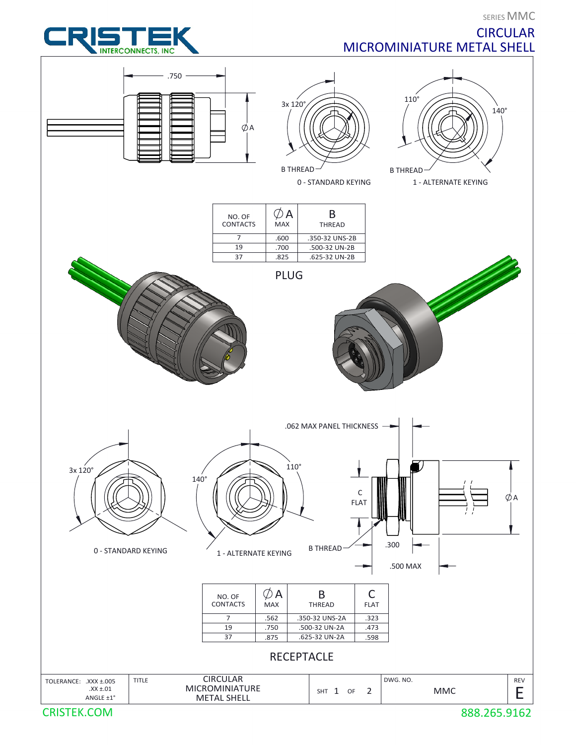SERIES MMC

# CIRCULAR MICROMINIATURE METAL SHELL

CRISTEK INTERCONNECTS, INC

.750

∅A

3x 120°

B THREAD

0 - STANDARD KEYING

110°

140°

B THREAD

1 - ALTERNATE KEYING

| NO. OF CONTACTS | ∅A MAX | B THREAD |
|---|---|---|
| 7 | .600 | .350-32 UNS-2B |
| 19 | .700 | .500-32 UN-2B |
| 37 | .825 | .625-32 UN-2B |

## PLUG

.062 MAX PANEL THICKNESS

3x 120°

0 - STANDARD KEYING

140°

110°

1 - ALTERNATE KEYING

C FLAT

B THREAD

.300

.500 MAX

∅A

| NO. OF CONTACTS | ∅A MAX | B THREAD | C FLAT |
|---|---|---|---|
| 7 | .562 | .350-32 UNS-2A | .323 |
| 19 | .750 | .500-32 UN-2A | .473 |
| 37 | .875 | .625-32 UN-2A | .598 |

## RECEPTACLE

| TOLERANCE: .XXX ±.005 .XX ±.01 ANGLE ±1° | TITLE CIRCULAR MICROMINIATURE METAL SHELL | SHT 1 OF 2 | DWG. NO. MMC | REV E |
|---|---|---|---|---|

CRISTEK.COM

888.265.9162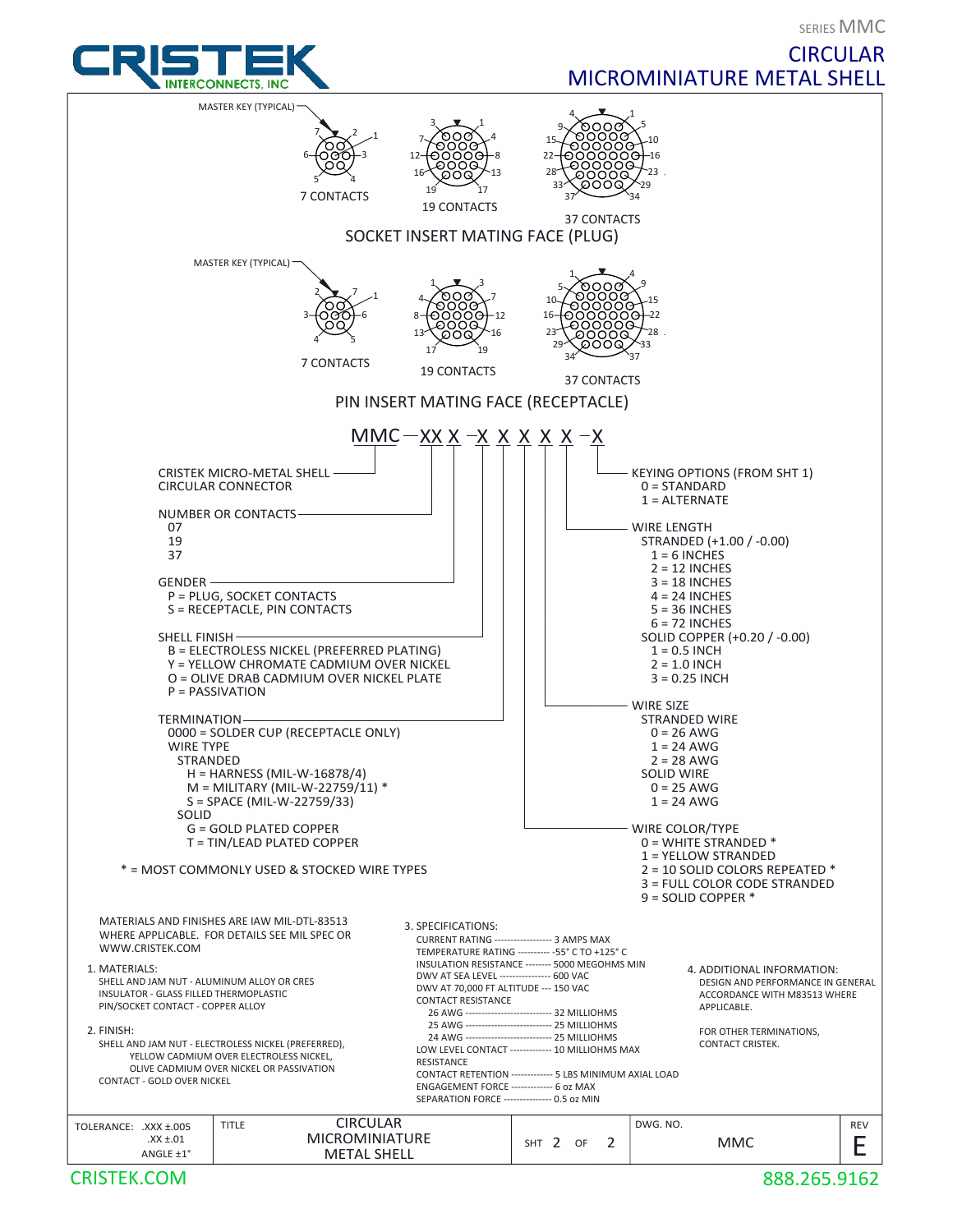CRISTEK INTERCONNECTS, INC

SERIES MMC

# CIRCULAR MICROMINIATURE METAL SHELL

MASTER KEY (TYPICAL)

7 CONTACTS

19 CONTACTS

37 CONTACTS

## SOCKET INSERT MATING FACE (PLUG)

MASTER KEY (TYPICAL)

7 CONTACTS

19 CONTACTS

37 CONTACTS

## PIN INSERT MATING FACE (RECEPTACLE)

## MMC – XX X – X X X X X – X

**CRISTEK MICRO-METAL SHELL CIRCULAR CONNECTOR**

**NUMBER OR CONTACTS**
- 07
- 19
- 37

**GENDER**
- P = PLUG, SOCKET CONTACTS
- S = RECEPTACLE, PIN CONTACTS

**SHELL FINISH**
- B = ELECTROLESS NICKEL (PREFERRED PLATING)
- Y = YELLOW CHROMATE CADMIUM OVER NICKEL
- O = OLIVE DRAB CADMIUM OVER NICKEL PLATE
- P = PASSIVATION

**TERMINATION**
- 0000 = SOLDER CUP (RECEPTACLE ONLY)
- WIRE TYPE
  - STRANDED
    - H = HARNESS (MIL-W-16878/4)
    - M = MILITARY (MIL-W-22759/11) *
    - S = SPACE (MIL-W-22759/33)
  - SOLID
    - G = GOLD PLATED COPPER
    - T = TIN/LEAD PLATED COPPER

* = MOST COMMONLY USED & STOCKED WIRE TYPES

**KEYING OPTIONS (FROM SHT 1)**
- 0 = STANDARD
- 1 = ALTERNATE

**WIRE LENGTH**
- STRANDED (+1.00 / -0.00)
  - 1 = 6 INCHES
  - 2 = 12 INCHES
  - 3 = 18 INCHES
  - 4 = 24 INCHES
  - 5 = 36 INCHES
  - 6 = 72 INCHES
- SOLID COPPER (+0.20 / -0.00)
  - 1 = 0.5 INCH
  - 2 = 1.0 INCH
  - 3 = 0.25 INCH

**WIRE SIZE**
- STRANDED WIRE
  - 0 = 26 AWG
  - 1 = 24 AWG
  - 2 = 28 AWG
- SOLID WIRE
  - 0 = 25 AWG
  - 1 = 24 AWG

**WIRE COLOR/TYPE**
- 0 = WHITE STRANDED *
- 1 = YELLOW STRANDED
- 2 = 10 SOLID COLORS REPEATED *
- 3 = FULL COLOR CODE STRANDED
- 9 = SOLID COPPER *

MATERIALS AND FINISHES ARE IAW MIL-DTL-83513 WHERE APPLICABLE. FOR DETAILS SEE MIL SPEC OR WWW.CRISTEK.COM

1. MATERIALS:
   - SHELL AND JAM NUT - ALUMINUM ALLOY OR CRES
   - INSULATOR - GLASS FILLED THERMOPLASTIC
   - PIN/SOCKET CONTACT - COPPER ALLOY
2. FINISH:
   - SHELL AND JAM NUT - ELECTROLESS NICKEL (PREFERRED), YELLOW CADMIUM OVER ELECTROLESS NICKEL, OLIVE CADMIUM OVER NICKEL OR PASSIVATION
   - CONTACT - GOLD OVER NICKEL
3. SPECIFICATIONS:
   - CURRENT RATING ------------------ 3 AMPS MAX
   - TEMPERATURE RATING ---------- -55° C TO +125° C
   - INSULATION RESISTANCE -------- 5000 MEGOHMS MIN
   - DWV AT SEA LEVEL ---------------- 600 VAC
   - DWV AT 70,000 FT ALTITUDE --- 150 VAC
   - CONTACT RESISTANCE
     - 26 AWG --------------------------- 32 MILLIOHMS
     - 25 AWG --------------------------- 25 MILLIOHMS
     - 24 AWG --------------------------- 25 MILLIOHMS
   - LOW LEVEL CONTACT ------------ 10 MILLIOHMS MAX RESISTANCE
   - CONTACT RETENTION ------------ 5 LBS MINIMUM AXIAL LOAD
   - ENGAGEMENT FORCE ------------- 6 oz MAX
   - SEPARATION FORCE -------------- 0.5 oz MIN
4. ADDITIONAL INFORMATION:
   - DESIGN AND PERFORMANCE IN GENERAL ACCORDANCE WITH M83513 WHERE APPLICABLE.
   - FOR OTHER TERMINATIONS, CONTACT CRISTEK.

| TOLERANCE: .XXX ±.005 .XX ±.01 ANGLE ±1° | TITLE: CIRCULAR MICROMINIATURE METAL SHELL | SHT 2 OF 2 | DWG. NO. MMC | REV E |
|---|---|---|---|---|

CRISTEK.COM 888.265.9162